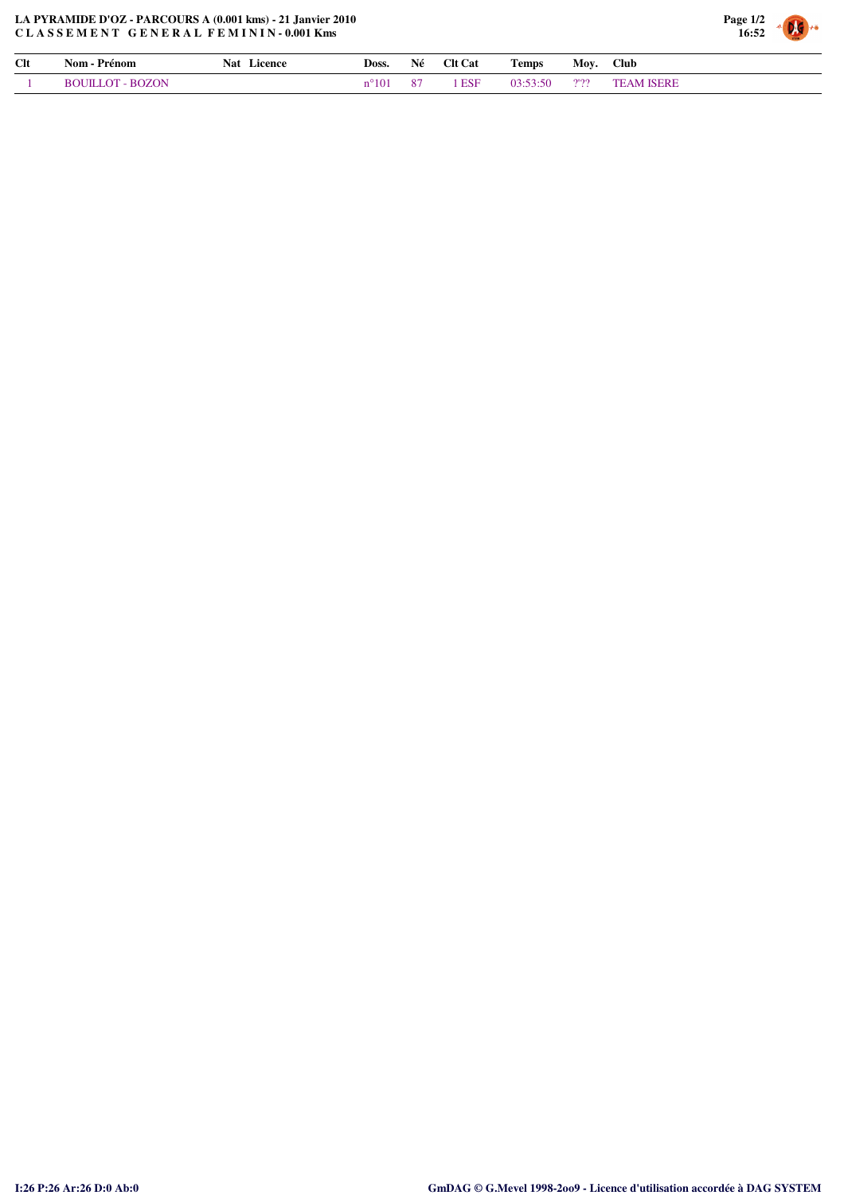**LA PYRAMIDE D'OZ - PARCOURS A (0.001 kms) - 21 Janvier 2010**
**C L A S S E M E N T   G E N E R A L   F E M I N I N - 0.001 Kms**

| Clt | Nom - Prénom | Nat | Licence | Doss. | Né | Clt Cat | Temps | Moy. | Club |
|---|---|---|---|---|---|---|---|---|---|
| 1 | BOUILLOT - BOZON | | | n°101 | 87 | 1 ESF | 03:53:50 | ?'?? | TEAM ISERE |

I:26 P:26 Ar:26 D:0 Ab:0

GmDAG © G.Mevel 1998-2oo9 - Licence d'utilisation accordée à DAG SYSTEM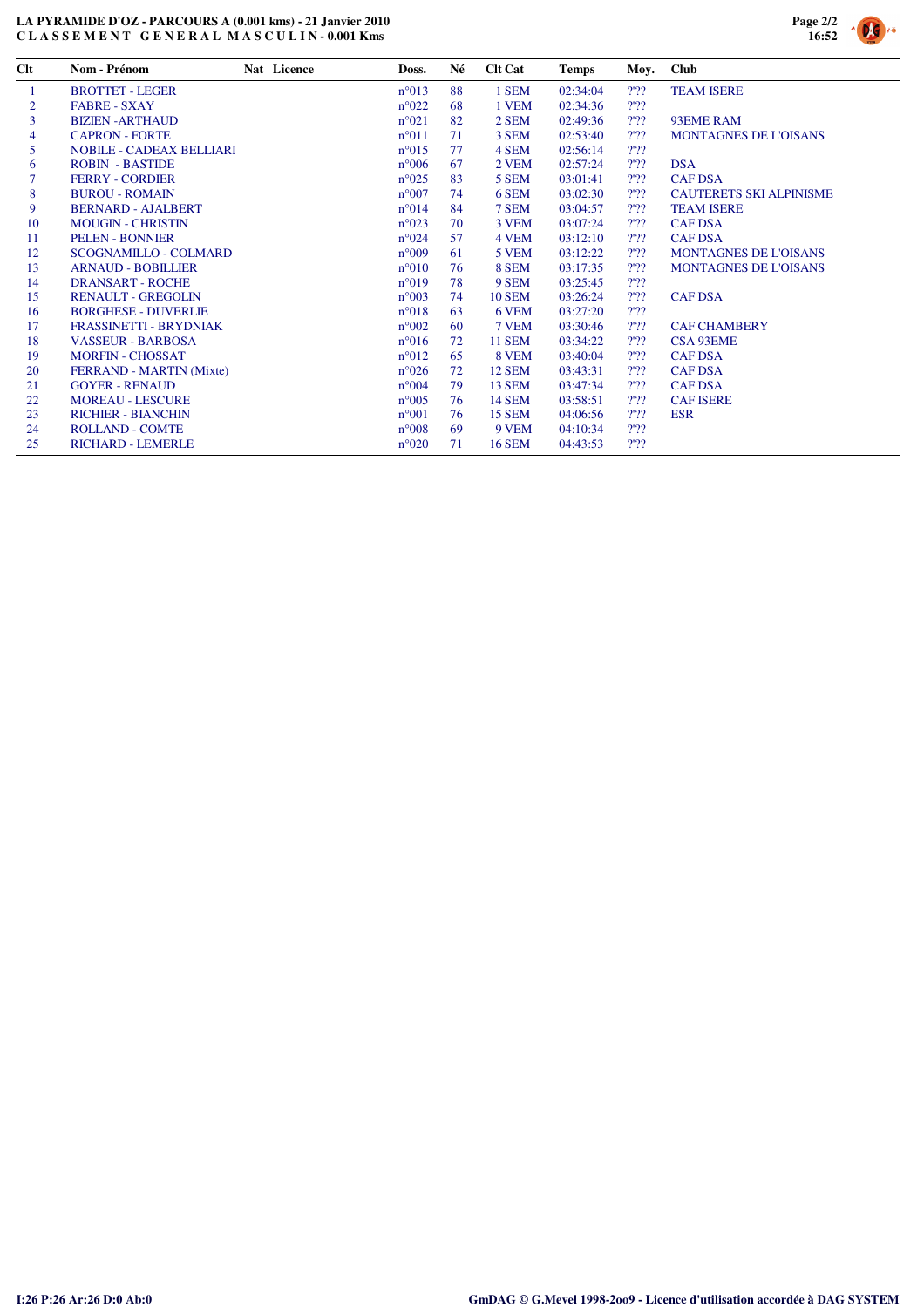**LA PYRAMIDE D'OZ - PARCOURS A (0.001 kms) - 21 Janvier 2010**
**C L A S S E M E N T   G E N E R A L   M A S C U L I N - 0.001 Kms**

| Clt | Nom - Prénom | Nat | Licence | Doss. | Né | Clt Cat | Temps | Moy. | Club |
|---|---|---|---|---|---|---|---|---|---|
| 1 | BROTTET - LEGER | | | n°013 | 88 | 1 SEM | 02:34:04 | ?'?? | TEAM ISERE |
| 2 | FABRE - SXAY | | | n°022 | 68 | 1 VEM | 02:34:36 | ?'?? | |
| 3 | BIZIEN -ARTHAUD | | | n°021 | 82 | 2 SEM | 02:49:36 | ?'?? | 93EME RAM |
| 4 | CAPRON - FORTE | | | n°011 | 71 | 3 SEM | 02:53:40 | ?'?? | MONTAGNES DE L'OISANS |
| 5 | NOBILE - CADEAX BELLIARI | | | n°015 | 77 | 4 SEM | 02:56:14 | ?'?? | |
| 6 | ROBIN - BASTIDE | | | n°006 | 67 | 2 VEM | 02:57:24 | ?'?? | DSA |
| 7 | FERRY - CORDIER | | | n°025 | 83 | 5 SEM | 03:01:41 | ?'?? | CAF DSA |
| 8 | BUROU - ROMAIN | | | n°007 | 74 | 6 SEM | 03:02:30 | ?'?? | CAUTERETS SKI ALPINISME |
| 9 | BERNARD - AJALBERT | | | n°014 | 84 | 7 SEM | 03:04:57 | ?'?? | TEAM ISERE |
| 10 | MOUGIN - CHRISTIN | | | n°023 | 70 | 3 VEM | 03:07:24 | ?'?? | CAF DSA |
| 11 | PELEN - BONNIER | | | n°024 | 57 | 4 VEM | 03:12:10 | ?'?? | CAF DSA |
| 12 | SCOGNAMILLO - COLMARD | | | n°009 | 61 | 5 VEM | 03:12:22 | ?'?? | MONTAGNES DE L'OISANS |
| 13 | ARNAUD - BOBILLIER | | | n°010 | 76 | 8 SEM | 03:17:35 | ?'?? | MONTAGNES DE L'OISANS |
| 14 | DRANSART - ROCHE | | | n°019 | 78 | 9 SEM | 03:25:45 | ?'?? | |
| 15 | RENAULT - GREGOLIN | | | n°003 | 74 | 10 SEM | 03:26:24 | ?'?? | CAF DSA |
| 16 | BORGHESE - DUVERLIE | | | n°018 | 63 | 6 VEM | 03:27:20 | ?'?? | |
| 17 | FRASSINETTI - BRYDNIAK | | | n°002 | 60 | 7 VEM | 03:30:46 | ?'?? | CAF CHAMBERY |
| 18 | VASSEUR - BARBOSA | | | n°016 | 72 | 11 SEM | 03:34:22 | ?'?? | CSA 93EME |
| 19 | MORFIN - CHOSSAT | | | n°012 | 65 | 8 VEM | 03:40:04 | ?'?? | CAF DSA |
| 20 | FERRAND - MARTIN (Mixte) | | | n°026 | 72 | 12 SEM | 03:43:31 | ?'?? | CAF DSA |
| 21 | GOYER - RENAUD | | | n°004 | 79 | 13 SEM | 03:47:34 | ?'?? | CAF DSA |
| 22 | MOREAU - LESCURE | | | n°005 | 76 | 14 SEM | 03:58:51 | ?'?? | CAF ISERE |
| 23 | RICHIER - BIANCHIN | | | n°001 | 76 | 15 SEM | 04:06:56 | ?'?? | ESR |
| 24 | ROLLAND - COMTE | | | n°008 | 69 | 9 VEM | 04:10:34 | ?'?? | |
| 25 | RICHARD - LEMERLE | | | n°020 | 71 | 16 SEM | 04:43:53 | ?'?? | |

I:26 P:26 Ar:26 D:0 Ab:0

GmDAG © G.Mevel 1998-2oo9 - Licence d'utilisation accordée à DAG SYSTEM